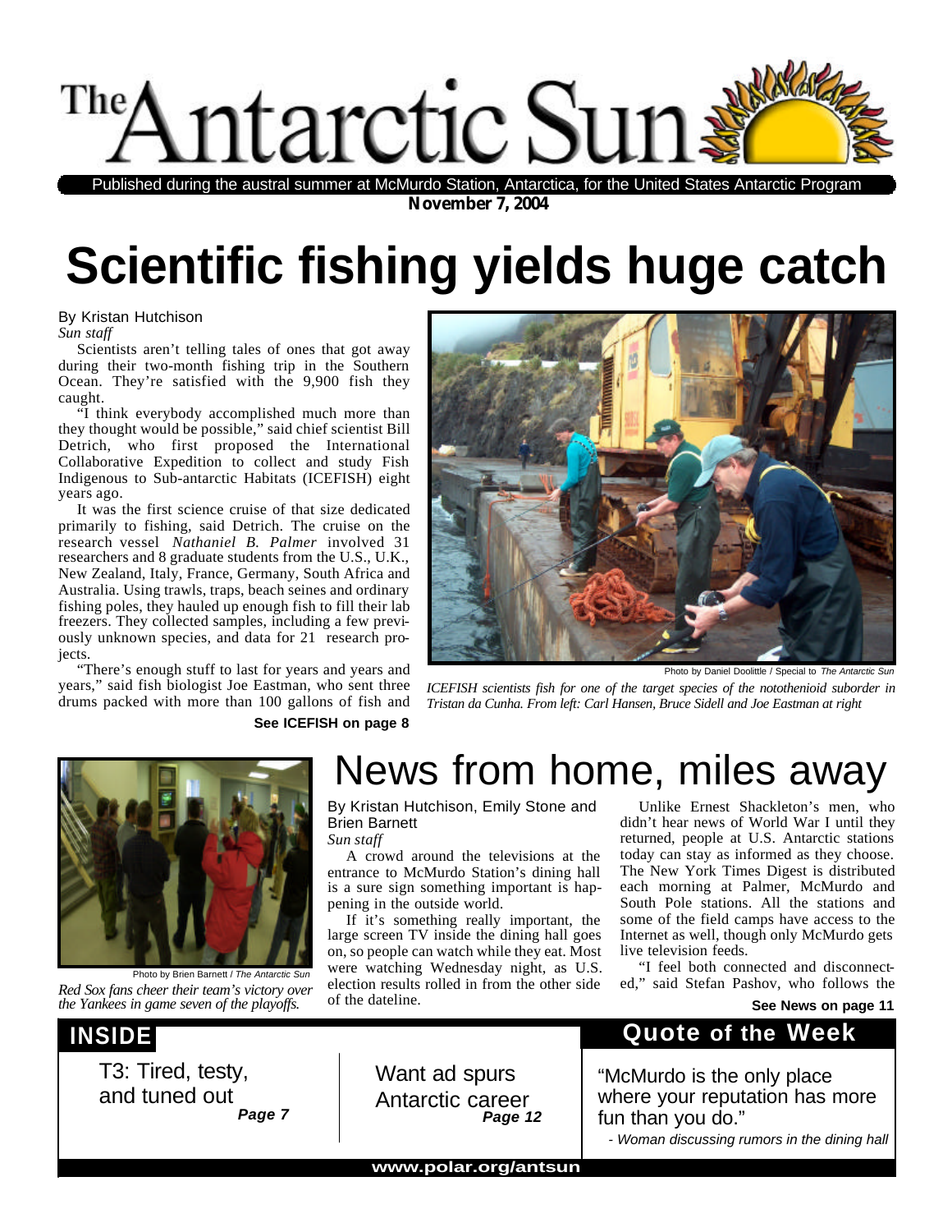# The Antarctic Sun

Published during the austral summer at McMurdo Station, Antarctica, for the United States Antarctic Program

**November 7, 2004**

# Scientific fishing yields huge catch

By Kristan Hutchison
*Sun staff*

Scientists aren't telling tales of ones that got away during their two-month fishing trip in the Southern Ocean. They're satisfied with the 9,900 fish they caught.

"I think everybody accomplished much more than they thought would be possible," said chief scientist Bill Detrich, who first proposed the International Collaborative Expedition to collect and study Fish Indigenous to Sub-antarctic Habitats (ICEFISH) eight years ago.

It was the first science cruise of that size dedicated primarily to fishing, said Detrich. The cruise on the research vessel *Nathaniel B. Palmer* involved 31 researchers and 8 graduate students from the U.S., U.K., New Zealand, Italy, France, Germany, South Africa and Australia. Using trawls, traps, beach seines and ordinary fishing poles, they hauled up enough fish to fill their lab freezers. They collected samples, including a few previously unknown species, and data for 21 research projects.

"There's enough stuff to last for years and years and years," said fish biologist Joe Eastman, who sent three drums packed with more than 100 gallons of fish and

**See ICEFISH on page 8**

Photo by Daniel Doolittle / Special to *The Antarctic Sun*

*ICEFISH scientists fish for one of the target species of the notothenioid suborder in Tristan da Cunha. From left: Carl Hansen, Bruce Sidell and Joe Eastman at right*

# News from home, miles away

By Kristan Hutchison, Emily Stone and Brien Barnett
*Sun staff*

A crowd around the televisions at the entrance to McMurdo Station's dining hall is a sure sign something important is happening in the outside world.

If it's something really important, the large screen TV inside the dining hall goes on, so people can watch while they eat. Most were watching Wednesday night, as U.S. election results rolled in from the other side of the dateline.

Unlike Ernest Shackleton's men, who didn't hear news of World War I until they returned, people at U.S. Antarctic stations today can stay as informed as they choose. The New York Times Digest is distributed each morning at Palmer, McMurdo and South Pole stations. All the stations and some of the field camps have access to the Internet as well, though only McMurdo gets live television feeds.

"I feel both connected and disconnected," said Stefan Pashov, who follows the

**See News on page 11**

Photo by Brien Barnett / *The Antarctic Sun*

*Red Sox fans cheer their team's victory over the Yankees in game seven of the playoffs.*

## INSIDE

T3: Tired, testy, and tuned out — ***Page 7***

Want ad spurs Antarctic career — ***Page 12***

## Quote of the Week

"McMurdo is the only place where your reputation has more fun than you do."

*- Woman discussing rumors in the dining hall*

**www.polar.org/antsun**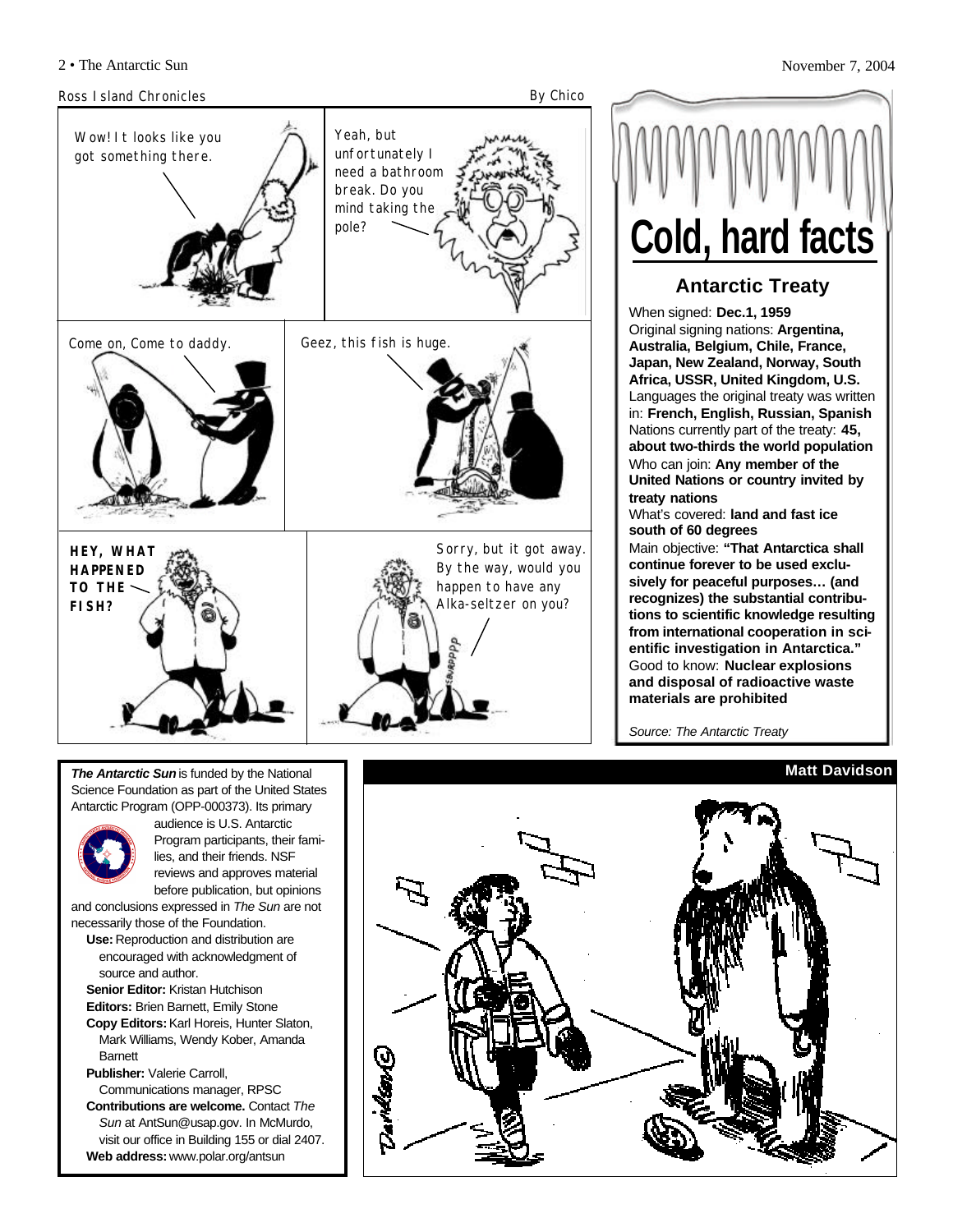## Ross Island Chronicles

By Chico

Wow! It looks like you got something there.

Yeah, but unfortunately I need a bathroom break. Do you mind taking the pole?

Come on, Come to daddy.

Geez, this fish is huge.

HEY, WHAT HAPPENED TO THE FISH?

Sorry, but it got away. By the way, would you happen to have any Alka-seltzer on you?

BURPPP

# Cold, hard facts

## Antarctic Treaty

When signed: **Dec.1, 1959**
Original signing nations: **Argentina, Australia, Belgium, Chile, France, Japan, New Zealand, Norway, South Africa, USSR, United Kingdom, U.S.**
Languages the original treaty was written in: **French, English, Russian, Spanish**
Nations currently part of the treaty: **45, about two-thirds the world population**
Who can join: **Any member of the United Nations or country invited by treaty nations**
What's covered: **land and fast ice south of 60 degrees**
Main objective: **"That Antarctica shall continue forever to be used exclusively for peaceful purposes… (and recognizes) the substantial contributions to scientific knowledge resulting from international cooperation in scientific investigation in Antarctica."**
Good to know: **Nuclear explosions and disposal of radioactive waste materials are prohibited**

*Source: The Antarctic Treaty*

***The Antarctic Sun*** is funded by the National Science Foundation as part of the United States Antarctic Program (OPP-000373). Its primary audience is U.S. Antarctic Program participants, their families, and their friends. NSF reviews and approves material before publication, but opinions and conclusions expressed in *The Sun* are not necessarily those of the Foundation.

**Use:** Reproduction and distribution are encouraged with acknowledgment of source and author.
**Senior Editor:** Kristan Hutchison
**Editors:** Brien Barnett, Emily Stone
**Copy Editors:** Karl Horeis, Hunter Slaton, Mark Williams, Wendy Kober, Amanda Barnett
**Publisher:** Valerie Carroll, Communications manager, RPSC
**Contributions are welcome.** Contact *The Sun* at AntSun@usap.gov. In McMurdo, visit our office in Building 155 or dial 2407.
**Web address:** www.polar.org/antsun

**Matt Davidson**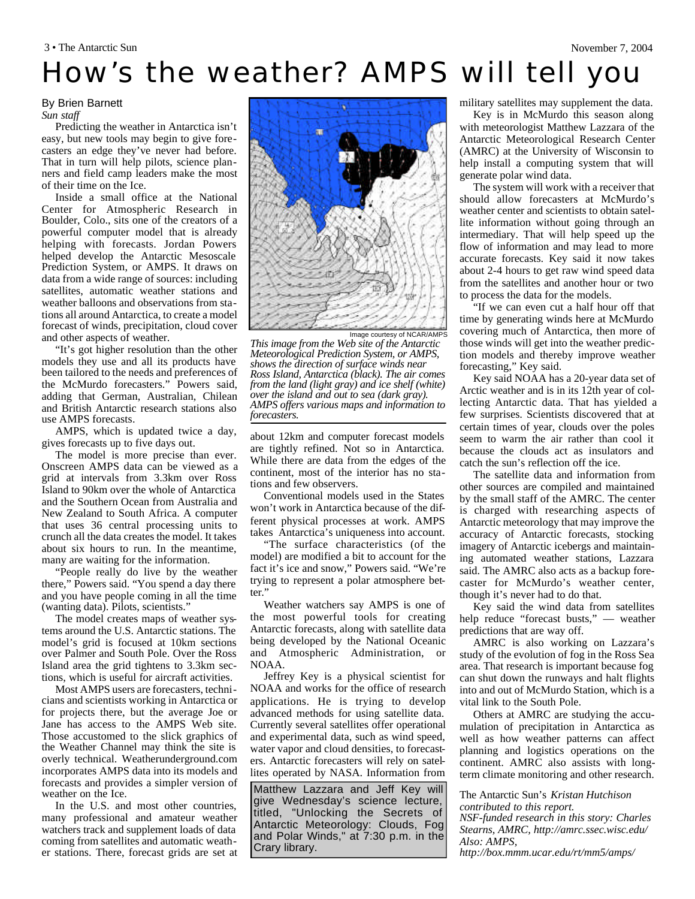# How's the weather? AMPS will tell you

By Brien Barnett
*Sun staff*

Predicting the weather in Antarctica isn't easy, but new tools may begin to give forecasters an edge they've never had before. That in turn will help pilots, science planners and field camp leaders make the most of their time on the Ice.

Inside a small office at the National Center for Atmospheric Research in Boulder, Colo., sits one of the creators of a powerful computer model that is already helping with forecasts. Jordan Powers helped develop the Antarctic Mesoscale Prediction System, or AMPS. It draws on data from a wide range of sources: including satellites, automatic weather stations and weather balloons and observations from stations all around Antarctica, to create a model forecast of winds, precipitation, cloud cover and other aspects of weather.

"It's got higher resolution than the other models they use and all its products have been tailored to the needs and preferences of the McMurdo forecasters." Powers said, adding that German, Australian, Chilean and British Antarctic research stations also use AMPS forecasts.

AMPS, which is updated twice a day, gives forecasts up to five days out.

The model is more precise than ever. Onscreen AMPS data can be viewed as a grid at intervals from 3.3km over Ross Island to 90km over the whole of Antarctica and the Southern Ocean from Australia and New Zealand to South Africa. A computer that uses 36 central processing units to crunch all the data creates the model. It takes about six hours to run. In the meantime, many are waiting for the information.

"People really do live by the weather there," Powers said. "You spend a day there and you have people coming in all the time (wanting data). Pilots, scientists."

The model creates maps of weather systems around the U.S. Antarctic stations. The model's grid is focused at 10km sections over Palmer and South Pole. Over the Ross Island area the grid tightens to 3.3km sections, which is useful for aircraft activities.

Most AMPS users are forecasters, technicians and scientists working in Antarctica or for projects there, but the average Joe or Jane has access to the AMPS Web site. Those accustomed to the slick graphics of the Weather Channel may think the site is overly technical. Weatherunderground.com incorporates AMPS data into its models and forecasts and provides a simpler version of weather on the Ice.

In the U.S. and most other countries, many professional and amateur weather watchers track and supplement loads of data coming from satellites and automatic weather stations. There, forecast grids are set at about 12km and computer forecast models are tightly refined. Not so in Antarctica. While there are data from the edges of the continent, most of the interior has no stations and few observers.

Image courtesy of NCAR/AMPS

*This image from the Web site of the Antarctic Meteorological Prediction System, or AMPS, shows the direction of surface winds near Ross Island, Antarctica (black). The air comes from the land (light gray) and ice shelf (white) over the island and out to sea (dark gray). AMPS offers various maps and information to forecasters.*

Conventional models used in the States won't work in Antarctica because of the different physical processes at work. AMPS takes Antarctica's uniqueness into account.

"The surface characteristics (of the model) are modified a bit to account for the fact it's ice and snow," Powers said. "We're trying to represent a polar atmosphere better."

Weather watchers say AMPS is one of the most powerful tools for creating Antarctic forecasts, along with satellite data being developed by the National Oceanic and Atmospheric Administration, or NOAA.

Jeffrey Key is a physical scientist for NOAA and works for the office of research applications. He is trying to develop advanced methods for using satellite data. Currently several satellites offer operational and experimental data, such as wind speed, water vapor and cloud densities, to forecasters. Antarctic forecasters will rely on satellites operated by NASA. Information from military satellites may supplement the data.

Key is in McMurdo this season along with meteorologist Matthew Lazzara of the Antarctic Meteorological Research Center (AMRC) at the University of Wisconsin to help install a computing system that will generate polar wind data.

The system will work with a receiver that should allow forecasters at McMurdo's weather center and scientists to obtain satellite information without going through an intermediary. That will help speed up the flow of information and may lead to more accurate forecasts. Key said it now takes about 2-4 hours to get raw wind speed data from the satellites and another hour or two to process the data for the models.

"If we can even cut a half hour off that time by generating winds here at McMurdo covering much of Antarctica, then more of those winds will get into the weather prediction models and thereby improve weather forecasting," Key said.

Key said NOAA has a 20-year data set of Arctic weather and is in its 12th year of collecting Antarctic data. That has yielded a few surprises. Scientists discovered that at certain times of year, clouds over the poles seem to warm the air rather than cool it because the clouds act as insulators and catch the sun's reflection off the ice.

The satellite data and information from other sources are compiled and maintained by the small staff of the AMRC. The center is charged with researching aspects of Antarctic meteorology that may improve the accuracy of Antarctic forecasts, stocking imagery of Antarctic icebergs and maintaining automated weather stations, Lazzara said. The AMRC also acts as a backup forecaster for McMurdo's weather center, though it's never had to do that.

Key said the wind data from satellites help reduce "forecast busts," — weather predictions that are way off.

AMRC is also working on Lazzara's study of the evolution of fog in the Ross Sea area. That research is important because fog can shut down the runways and halt flights into and out of McMurdo Station, which is a vital link to the South Pole.

Others at AMRC are studying the accumulation of precipitation in Antarctica as well as how weather patterns can affect planning and logistics operations on the continent. AMRC also assists with long-term climate monitoring and other research.

Matthew Lazzara and Jeff Key will give Wednesday's science lecture, titled, "Unlocking the Secrets of Antarctic Meteorology: Clouds, Fog and Polar Winds," at 7:30 p.m. in the Crary library.

The Antarctic Sun's *Kristan Hutchison contributed to this report.*

*NSF-funded research in this story: Charles Stearns, AMRC, http://amrc.ssec.wisc.edu/*
*Also: AMPS, http://box.mmm.ucar.edu/rt/mm5/amps/*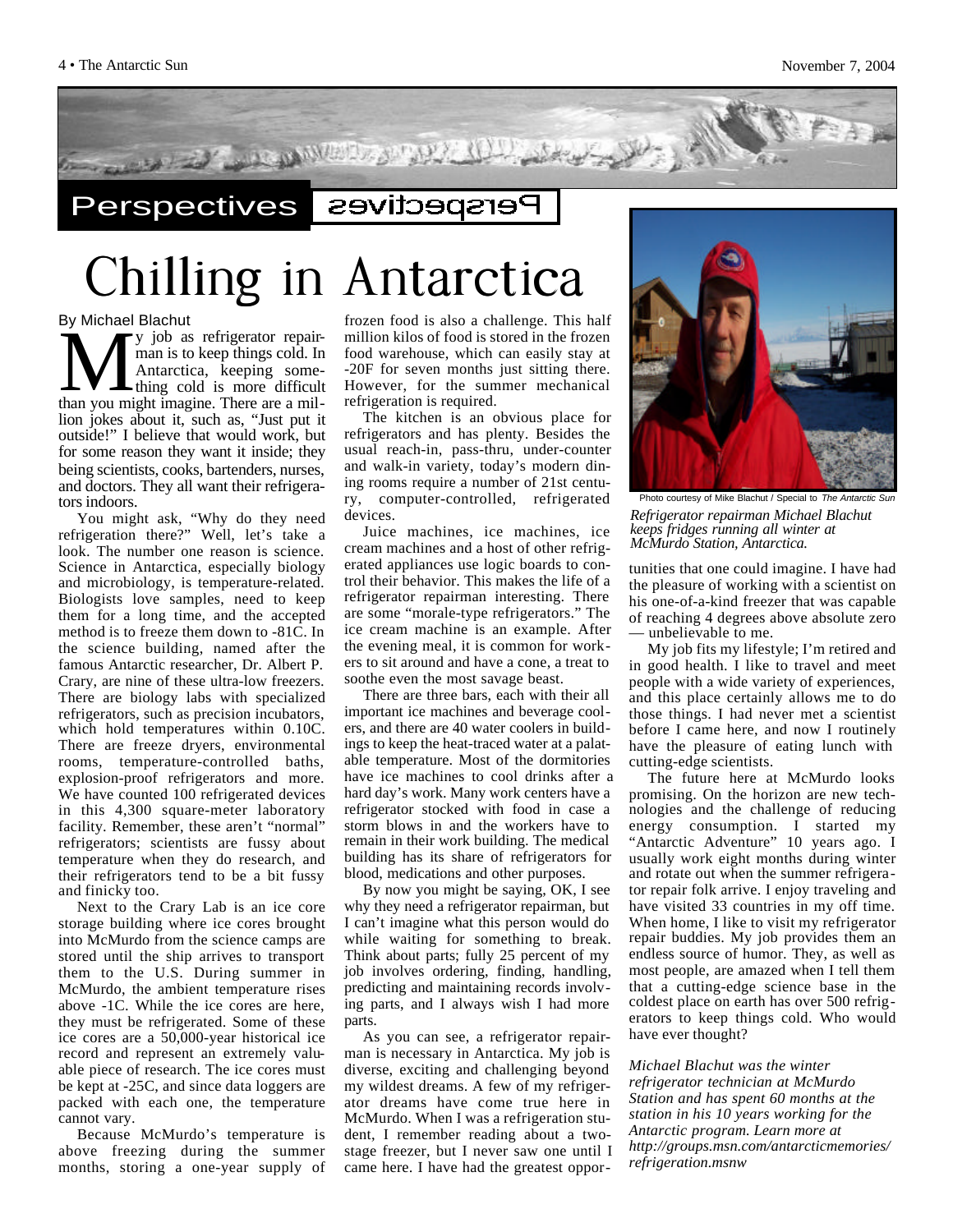Perspectives

# Chilling in Antarctica

By Michael Blachut

My job as refrigerator repairman is to keep things cold. In Antarctica, keeping something cold is more difficult than you might imagine. There are a million jokes about it, such as, "Just put it outside!" I believe that would work, but for some reason they want it inside; they being scientists, cooks, bartenders, nurses, and doctors. They all want their refrigerators indoors.

You might ask, "Why do they need refrigeration there?" Well, let's take a look. The number one reason is science. Science in Antarctica, especially biology and microbiology, is temperature-related. Biologists love samples, need to keep them for a long time, and the accepted method is to freeze them down to -81C. In the science building, named after the famous Antarctic researcher, Dr. Albert P. Crary, are nine of these ultra-low freezers. There are biology labs with specialized refrigerators, such as precision incubators, which hold temperatures within 0.10C. There are freeze dryers, environmental rooms, temperature-controlled baths, explosion-proof refrigerators and more. We have counted 100 refrigerated devices in this 4,300 square-meter laboratory facility. Remember, these aren't "normal" refrigerators; scientists are fussy about temperature when they do research, and their refrigerators tend to be a bit fussy and finicky too.

Next to the Crary Lab is an ice core storage building where ice cores brought into McMurdo from the science camps are stored until the ship arrives to transport them to the U.S. During summer in McMurdo, the ambient temperature rises above -1C. While the ice cores are here, they must be refrigerated. Some of these ice cores are a 50,000-year historical ice record and represent an extremely valuable piece of research. The ice cores must be kept at -25C, and since data loggers are packed with each one, the temperature cannot vary.

Because McMurdo's temperature is above freezing during the summer months, storing a one-year supply of frozen food is also a challenge. This half million kilos of food is stored in the frozen food warehouse, which can easily stay at -20F for seven months just sitting there. However, for the summer mechanical refrigeration is required.

The kitchen is an obvious place for refrigerators and has plenty. Besides the usual reach-in, pass-thru, under-counter and walk-in variety, today's modern dining rooms require a number of 21st century, computer-controlled, refrigerated devices.

Juice machines, ice machines, ice cream machines and a host of other refrigerated appliances use logic boards to control their behavior. This makes the life of a refrigerator repairman interesting. There are some "morale-type refrigerators." The ice cream machine is an example. After the evening meal, it is common for workers to sit around and have a cone, a treat to soothe even the most savage beast.

There are three bars, each with their all important ice machines and beverage coolers, and there are 40 water coolers in buildings to keep the heat-traced water at a palatable temperature. Most of the dormitories have ice machines to cool drinks after a hard day's work. Many work centers have a refrigerator stocked with food in case a storm blows in and the workers have to remain in their work building. The medical building has its share of refrigerators for blood, medications and other purposes.

By now you might be saying, OK, I see why they need a refrigerator repairman, but I can't imagine what this person would do while waiting for something to break. Think about parts; fully 25 percent of my job involves ordering, finding, handling, predicting and maintaining records involving parts, and I always wish I had more parts.

As you can see, a refrigerator repairman is necessary in Antarctica. My job is diverse, exciting and challenging beyond my wildest dreams. A few of my refrigerator dreams have come true here in McMurdo. When I was a refrigeration student, I remember reading about a two-stage freezer, but I never saw one until I came here. I have had the greatest opportunities that one could imagine. I have had the pleasure of working with a scientist on his one-of-a-kind freezer that was capable of reaching 4 degrees above absolute zero — unbelievable to me.

Photo courtesy of Mike Blachut / Special to *The Antarctic Sun*

*Refrigerator repairman Michael Blachut keeps fridges running all winter at McMurdo Station, Antarctica.*

My job fits my lifestyle; I'm retired and in good health. I like to travel and meet people with a wide variety of experiences, and this place certainly allows me to do those things. I had never met a scientist before I came here, and now I routinely have the pleasure of eating lunch with cutting-edge scientists.

The future here at McMurdo looks promising. On the horizon are new technologies and the challenge of reducing energy consumption. I started my "Antarctic Adventure" 10 years ago. I usually work eight months during winter and rotate out when the summer refrigerator repair folk arrive. I enjoy traveling and have visited 33 countries in my off time. When home, I like to visit my refrigerator repair buddies. My job provides them an endless source of humor. They, as well as most people, are amazed when I tell them that a cutting-edge science base in the coldest place on earth has over 500 refrigerators to keep things cold. Who would have ever thought?

*Michael Blachut was the winter refrigerator technician at McMurdo Station and has spent 60 months at the station in his 10 years working for the Antarctic program. Learn more at http://groups.msn.com/antarcticmemories/refrigeration.msnw*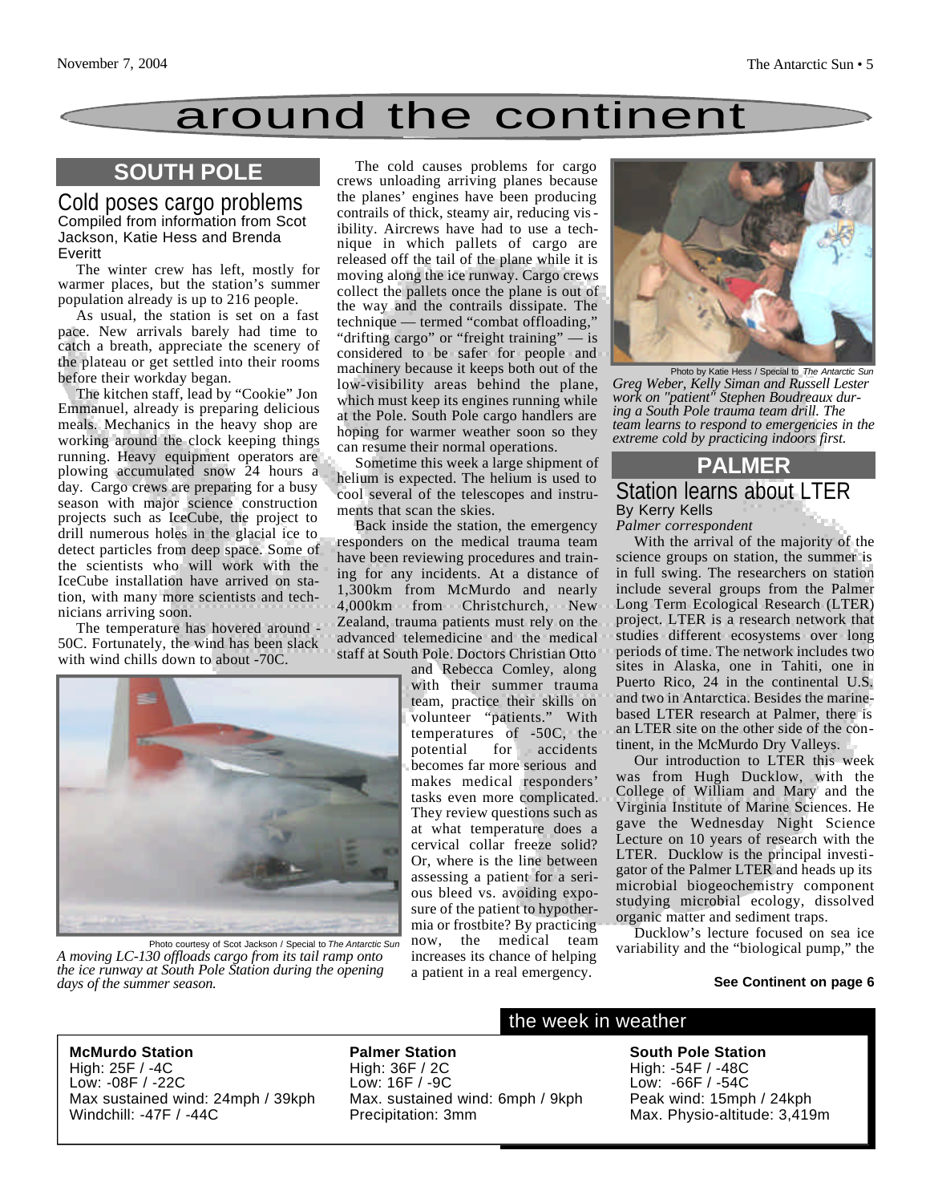# around the continent

## SOUTH POLE

### Cold poses cargo problems

Compiled from information from Scot Jackson, Katie Hess and Brenda Everitt

The winter crew has left, mostly for warmer places, but the station's summer population already is up to 216 people.

As usual, the station is set on a fast pace. New arrivals barely had time to catch a breath, appreciate the scenery of the plateau or get settled into their rooms before their workday began.

The kitchen staff, lead by "Cookie" Jon Emmanuel, already is preparing delicious meals. Mechanics in the heavy shop are working around the clock keeping things running. Heavy equipment operators are plowing accumulated snow 24 hours a day. Cargo crews are preparing for a busy season with major science construction projects such as IceCube, the project to drill numerous holes in the glacial ice to detect particles from deep space. Some of the scientists who will work with the IceCube installation have arrived on station, with many more scientists and technicians arriving soon.

The temperature has hovered around -50C. Fortunately, the wind has been slack with wind chills down to about -70C.

Photo courtesy of Scot Jackson / Special to *The Antarctic Sun*

*A moving LC-130 offloads cargo from its tail ramp onto the ice runway at South Pole Station during the opening days of the summer season.*

The cold causes problems for cargo crews unloading arriving planes because the planes' engines have been producing contrails of thick, steamy air, reducing visibility. Aircrews have had to use a technique in which pallets of cargo are released off the tail of the plane while it is moving along the ice runway. Cargo crews collect the pallets once the plane is out of the way and the contrails dissipate. The technique — termed "combat offloading," "drifting cargo" or "freight training" — is considered to be safer for people and machinery because it keeps both out of the low-visibility areas behind the plane, which must keep its engines running while at the Pole. South Pole cargo handlers are hoping for warmer weather soon so they can resume their normal operations.

Sometime this week a large shipment of helium is expected. The helium is used to cool several of the telescopes and instruments that scan the skies.

Back inside the station, the emergency responders on the medical trauma team have been reviewing procedures and training for any incidents. At a distance of 1,300km from McMurdo and nearly 4,000km from Christchurch, New Zealand, trauma patients must rely on the advanced telemedicine and the medical staff at South Pole. Doctors Christian Otto and Rebecca Comley, along with their summer trauma team, practice their skills on volunteer "patients." With temperatures of -50C, the potential for accidents becomes far more serious and makes medical responders' tasks even more complicated. They review questions such as at what temperature does a cervical collar freeze solid? Or, where is the line between assessing a patient for a serious bleed vs. avoiding exposure of the patient to hypothermia or frostbite? By practicing now, the medical team increases its chance of helping a patient in a real emergency.

Photo by Katie Hess / Special to *The Antarctic Sun*

*Greg Weber, Kelly Siman and Russell Lester work on "patient" Stephen Boudreaux during a South Pole trauma team drill. The team learns to respond to emergencies in the extreme cold by practicing indoors first.*

## PALMER

### Station learns about LTER

By Kerry Kells

*Palmer correspondent*

With the arrival of the majority of the science groups on station, the summer is in full swing. The researchers on station include several groups from the Palmer Long Term Ecological Research (LTER) project. LTER is a research network that studies different ecosystems over long periods of time. The network includes two sites in Alaska, one in Tahiti, one in Puerto Rico, 24 in the continental U.S. and two in Antarctica. Besides the marine-based LTER research at Palmer, there is an LTER site on the other side of the continent, in the McMurdo Dry Valleys.

Our introduction to LTER this week was from Hugh Ducklow, with the College of William and Mary and the Virginia Institute of Marine Sciences. He gave the Wednesday Night Science Lecture on 10 years of research with the LTER. Ducklow is the principal investigator of the Palmer LTER and heads up its microbial biogeochemistry component studying microbial ecology, dissolved organic matter and sediment traps.

Ducklow's lecture focused on sea ice variability and the "biological pump," the

**See Continent on page 6**

## the week in weather

**McMurdo Station**
High: 25F / -4C
Low: -08F / -22C
Max sustained wind: 24mph / 39kph
Windchill: -47F / -44C

**Palmer Station**
High: 36F / 2C
Low: 16F / -9C
Max. sustained wind: 6mph / 9kph
Precipitation: 3mm

**South Pole Station**
High: -54F / -48C
Low: -66F / -54C
Peak wind: 15mph / 24kph
Max. Physio-altitude: 3,419m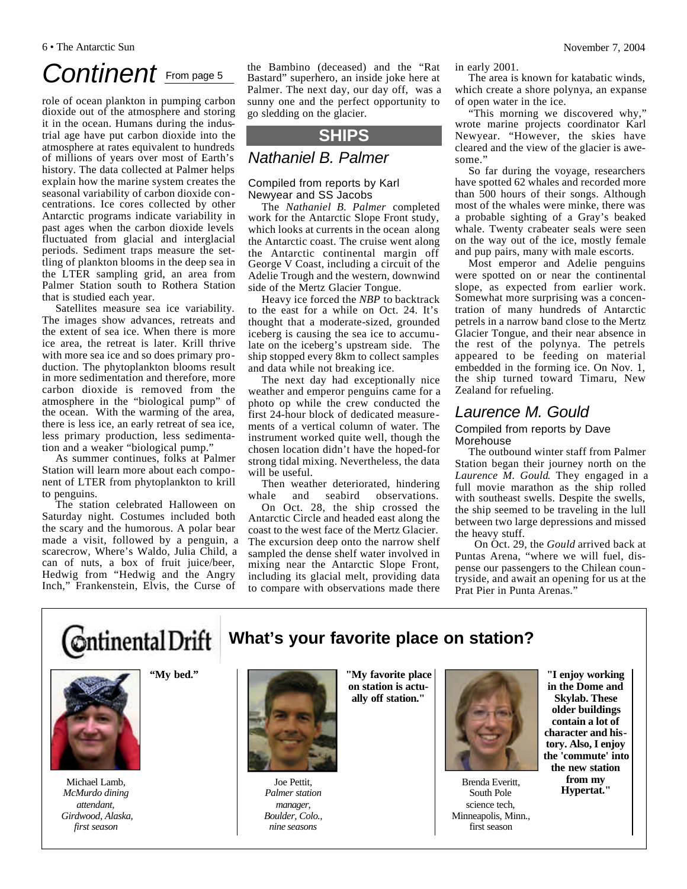# Continent

From page 5

role of ocean plankton in pumping carbon dioxide out of the atmosphere and storing it in the ocean. Humans during the industrial age have put carbon dioxide into the atmosphere at rates equivalent to hundreds of millions of years over most of Earth's history. The data collected at Palmer helps explain how the marine system creates the seasonal variability of carbon dioxide concentrations. Ice cores collected by other Antarctic programs indicate variability in past ages when the carbon dioxide levels fluctuated from glacial and interglacial periods. Sediment traps measure the settling of plankton blooms in the deep sea in the LTER sampling grid, an area from Palmer Station south to Rothera Station that is studied each year.

Satellites measure sea ice variability. The images show advances, retreats and the extent of sea ice. When there is more ice area, the retreat is later. Krill thrive with more sea ice and so does primary production. The phytoplankton blooms result in more sedimentation and therefore, more carbon dioxide is removed from the atmosphere in the "biological pump" of the ocean. With the warming of the area, there is less ice, an early retreat of sea ice, less primary production, less sedimentation and a weaker "biological pump."

As summer continues, folks at Palmer Station will learn more about each component of LTER from phytoplankton to krill to penguins.

The station celebrated Halloween on Saturday night. Costumes included both the scary and the humorous. A polar bear made a visit, followed by a penguin, a scarecrow, Where's Waldo, Julia Child, a can of nuts, a box of fruit juice/beer, Hedwig from "Hedwig and the Angry Inch," Frankenstein, Elvis, the Curse of the Bambino (deceased) and the "Rat Bastard" superhero, an inside joke here at Palmer. The next day, our day off, was a sunny one and the perfect opportunity to go sledding on the glacier.

## SHIPS

### Nathaniel B. Palmer

Compiled from reports by Karl Newyear and SS Jacobs

The *Nathaniel B. Palmer* completed work for the Antarctic Slope Front study, which looks at currents in the ocean along the Antarctic coast. The cruise went along the Antarctic continental margin off George V Coast, including a circuit of the Adelie Trough and the western, downwind side of the Mertz Glacier Tongue.

Heavy ice forced the *NBP* to backtrack to the east for a while on Oct. 24. It's thought that a moderate-sized, grounded iceberg is causing the sea ice to accumulate on the iceberg's upstream side. The ship stopped every 8km to collect samples and data while not breaking ice.

The next day had exceptionally nice weather and emperor penguins came for a photo op while the crew conducted the first 24-hour block of dedicated measurements of a vertical column of water. The instrument worked quite well, though the chosen location didn't have the hoped-for strong tidal mixing. Nevertheless, the data will be useful.

Then weather deteriorated, hindering whale and seabird observations.

On Oct. 28, the ship crossed the Antarctic Circle and headed east along the coast to the west face of the Mertz Glacier. The excursion deep onto the narrow shelf sampled the dense shelf water involved in mixing near the Antarctic Slope Front, including its glacial melt, providing data to compare with observations made there in early 2001.

The area is known for katabatic winds, which create a shore polynya, an expanse of open water in the ice.

"This morning we discovered why," wrote marine projects coordinator Karl Newyear. "However, the skies have cleared and the view of the glacier is awesome."

So far during the voyage, researchers have spotted 62 whales and recorded more than 500 hours of their songs. Although most of the whales were minke, there was a probable sighting of a Gray's beaked whale. Twenty crabeater seals were seen on the way out of the ice, mostly female and pup pairs, many with male escorts.

Most emperor and Adelie penguins were spotted on or near the continental slope, as expected from earlier work. Somewhat more surprising was a concentration of many hundreds of Antarctic petrels in a narrow band close to the Mertz Glacier Tongue, and their near absence in the rest of the polynya. The petrels appeared to be feeding on material embedded in the forming ice. On Nov. 1, the ship turned toward Timaru, New Zealand for refueling.

### Laurence M. Gould

Compiled from reports by Dave Morehouse

The outbound winter staff from Palmer Station began their journey north on the *Laurence M. Gould*. They engaged in a full movie marathon as the ship rolled with southeast swells. Despite the swells, the ship seemed to be traveling in the lull between two large depressions and missed the heavy stuff.

On Oct. 29, the *Gould* arrived back at Puntas Arena, "where we will fuel, dispense our passengers to the Chilean countryside, and await an opening for us at the Prat Pier in Punta Arenas."

## Continental Drift

### What's your favorite place on station?

**"My bed."**

Michael Lamb, *McMurdo dining attendant, Girdwood, Alaska, first season*

**"My favorite place on station is actually off station."**

Joe Pettit, *Palmer station manager, Boulder, Colo., nine seasons*

**"I enjoy working in the Dome and Skylab. These older buildings contain a lot of character and history. Also, I enjoy the 'commute' into the new station from my Hypertat."**

Brenda Everitt, South Pole science tech, Minneapolis, Minn., first season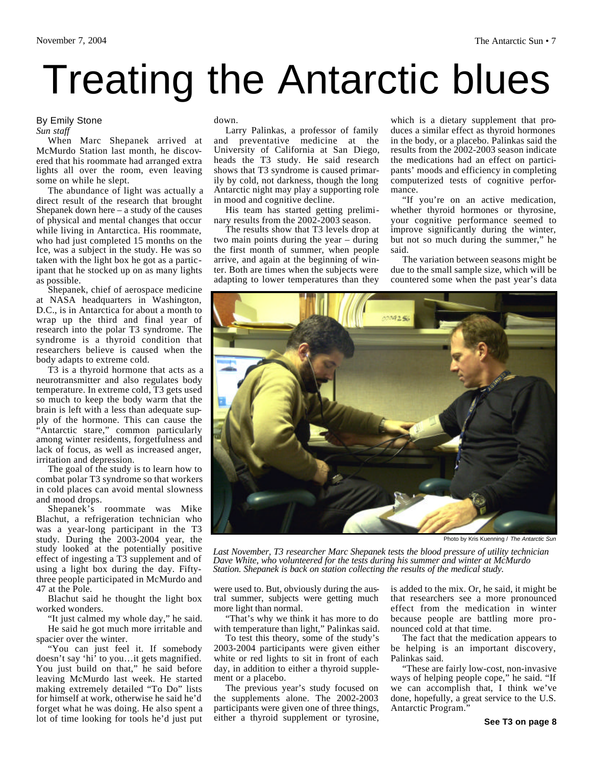# Treating the Antarctic blues

By Emily Stone
*Sun staff*

When Marc Shepanek arrived at McMurdo Station last month, he discovered that his roommate had arranged extra lights all over the room, even leaving some on while he slept.

The abundance of light was actually a direct result of the research that brought Shepanek down here – a study of the causes of physical and mental changes that occur while living in Antarctica. His roommate, who had just completed 15 months on the Ice, was a subject in the study. He was so taken with the light box he got as a participant that he stocked up on as many lights as possible.

Shepanek, chief of aerospace medicine at NASA headquarters in Washington, D.C., is in Antarctica for about a month to wrap up the third and final year of research into the polar T3 syndrome. The syndrome is a thyroid condition that researchers believe is caused when the body adapts to extreme cold.

T3 is a thyroid hormone that acts as a neurotransmitter and also regulates body temperature. In extreme cold, T3 gets used so much to keep the body warm that the brain is left with a less than adequate supply of the hormone. This can cause the "Antarctic stare," common particularly among winter residents, forgetfulness and lack of focus, as well as increased anger, irritation and depression.

The goal of the study is to learn how to combat polar T3 syndrome so that workers in cold places can avoid mental slowness and mood drops.

Shepanek's roommate was Mike Blachut, a refrigeration technician who was a year-long participant in the T3 study. During the 2003-2004 year, the study looked at the potentially positive effect of ingesting a T3 supplement and of using a light box during the day. Fifty-three people participated in McMurdo and 47 at the Pole.

Blachut said he thought the light box worked wonders.

"It just calmed my whole day," he said.

He said he got much more irritable and spacier over the winter.

"You can just feel it. If somebody doesn't say 'hi' to you…it gets magnified. You just build on that," he said before leaving McMurdo last week. He started making extremely detailed "To Do" lists for himself at work, otherwise he said he'd forget what he was doing. He also spent a lot of time looking for tools he'd just put down.

Larry Palinkas, a professor of family and preventative medicine at the University of California at San Diego, heads the T3 study. He said research shows that T3 syndrome is caused primarily by cold, not darkness, though the long Antarctic night may play a supporting role in mood and cognitive decline.

His team has started getting preliminary results from the 2002-2003 season.

The results show that T3 levels drop at two main points during the year – during the first month of summer, when people arrive, and again at the beginning of winter. Both are times when the subjects were adapting to lower temperatures than they were used to. But, obviously during the austral summer, subjects were getting much more light than normal.

"That's why we think it has more to do with temperature than light," Palinkas said.

To test this theory, some of the study's 2003-2004 participants were given either white or red lights to sit in front of each day, in addition to either a thyroid supplement or a placebo.

The previous year's study focused on the supplements alone. The 2002-2003 participants were given one of three things, either a thyroid supplement or tyrosine, which is a dietary supplement that produces a similar effect as thyroid hormones in the body, or a placebo. Palinkas said the results from the 2002-2003 season indicate the medications had an effect on participants' moods and efficiency in completing computerized tests of cognitive performance.

"If you're on an active medication, whether thyroid hormones or thyrosine, your cognitive performance seemed to improve significantly during the winter, but not so much during the summer," he said.

The variation between seasons might be due to the small sample size, which will be countered some when the past year's data is added to the mix. Or, he said, it might be that researchers see a more pronounced effect from the medication in winter because people are battling more pronounced cold at that time.

The fact that the medication appears to be helping is an important discovery, Palinkas said.

"These are fairly low-cost, non-invasive ways of helping people cope," he said. "If we can accomplish that, I think we've done, hopefully, a great service to the U.S. Antarctic Program."

Photo by Kris Kuenning / *The Antarctic Sun*

*Last November, T3 researcher Marc Shepanek tests the blood pressure of utility technician Dave White, who volunteered for the tests during his summer and winter at McMurdo Station. Shepanek is back on station collecting the results of the medical study.*

**See T3 on page 8**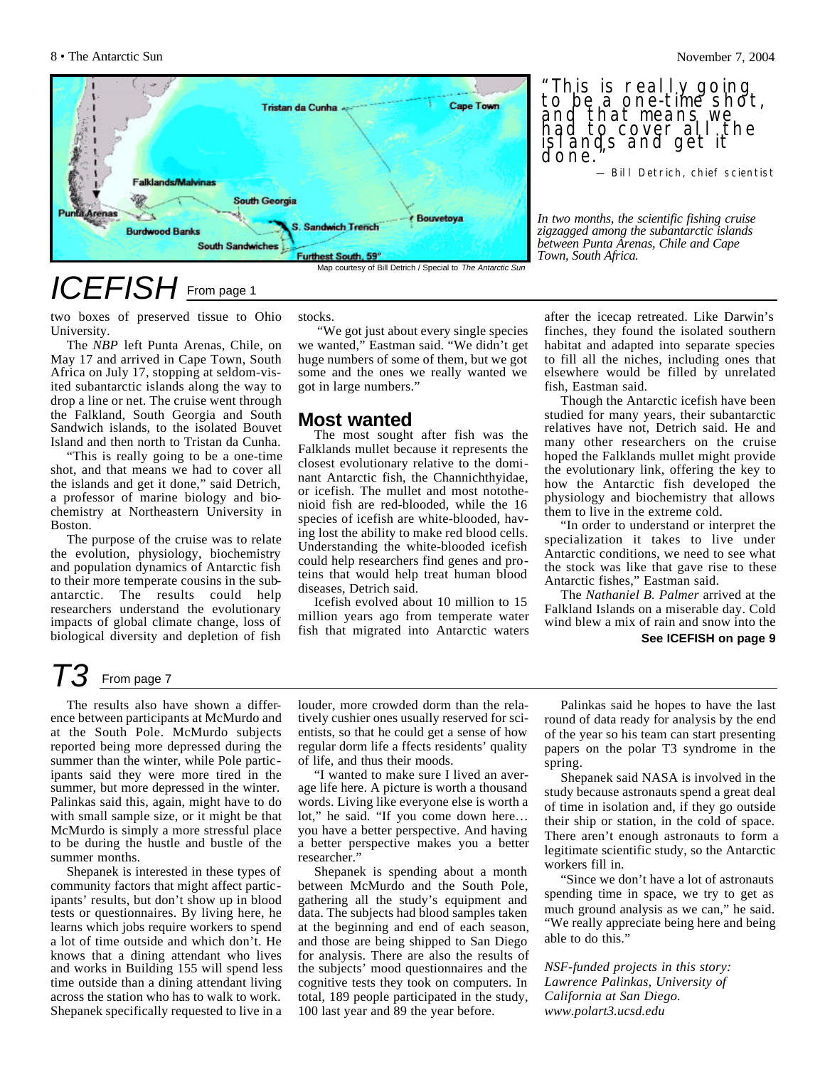Tristan da Cunha

Cape Town

Falklands/Malvinas

South Georgia

Punta Arenas

Burdwood Banks

S. Sandwich Trench

Bouvetoya

South Sandwiches

Furthest South, 59°

Map courtesy of Bill Detrich / Special to *The Antarctic Sun*

> "This is really going to be a one-time shot, and that means we had to cover all the islands and get it done."
>
> — Bill Detrich, chief scientist

*In two months, the scientific fishing cruise zigzagged among the subantarctic islands between Punta Arenas, Chile and Cape Town, South Africa.*

# ICEFISH From page 1

two boxes of preserved tissue to Ohio University.

The *NBP* left Punta Arenas, Chile, on May 17 and arrived in Cape Town, South Africa on July 17, stopping at seldom-visited subantarctic islands along the way to drop a line or net. The cruise went through the Falkland, South Georgia and South Sandwich islands, to the isolated Bouvet Island and then north to Tristan da Cunha.

"This is really going to be a one-time shot, and that means we had to cover all the islands and get it done," said Detrich, a professor of marine biology and biochemistry at Northeastern University in Boston.

The purpose of the cruise was to relate the evolution, physiology, biochemistry and population dynamics of Antarctic fish to their more temperate cousins in the subantarctic. The results could help researchers understand the evolutionary impacts of global climate change, loss of biological diversity and depletion of fish stocks.

"We got just about every single species we wanted," Eastman said. "We didn't get huge numbers of some of them, but we got some and the ones we really wanted we got in large numbers."

## Most wanted

The most sought after fish was the Falklands mullet because it represents the closest evolutionary relative to the dominant Antarctic fish, the Channichthyidae, or icefish. The mullet and most notothenioid fish are red-blooded, while the 16 species of icefish are white-blooded, having lost the ability to make red blood cells. Understanding the white-blooded icefish could help researchers find genes and proteins that would help treat human blood diseases, Detrich said.

Icefish evolved about 10 million to 15 million years ago from temperate water fish that migrated into Antarctic waters after the icecap retreated. Like Darwin's finches, they found the isolated southern habitat and adapted into separate species to fill all the niches, including ones that elsewhere would be filled by unrelated fish, Eastman said.

Though the Antarctic icefish have been studied for many years, their subantarctic relatives have not, Detrich said. He and many other researchers on the cruise hoped the Falklands mullet might provide the evolutionary link, offering the key to how the Antarctic icefish developed the physiology and biochemistry that allows them to live in the extreme cold.

"In order to understand or interpret the specialization it takes to live under Antarctic conditions, we need to see what the stock was like that gave rise to these Antarctic fishes," Eastman said.

The *Nathaniel B. Palmer* arrived at the Falkland Islands on a miserable day. Cold wind blew a mix of rain and snow into the

**See ICEFISH on page 9**

# T3 From page 7

The results also have shown a difference between participants at McMurdo and at the South Pole. McMurdo subjects reported being more depressed during the summer than the winter, while Pole participants said they were more tired in the summer, but more depressed in the winter. Palinkas said this, again, might have to do with small sample size, or it might be that McMurdo is simply a more stressful place to be during the hustle and bustle of the summer months.

Shepanek is interested in these types of community factors that might affect participants' results, but don't show up in blood tests or questionnaires. By living here, he learns which jobs require workers to spend a lot of time outside and which don't. He knows that a dining attendant who lives and works in Building 155 will spend less time outside than a dining attendant living across the station who has to walk to work. Shepanek specifically requested to live in a louder, more crowded dorm than the relatively cushier ones usually reserved for scientists, so that he could get a sense of how regular dorm life affects residents' quality of life, and thus their moods.

"I wanted to make sure I lived an average life here. A picture is worth a thousand words. Living like everyone else is worth a lot," he said. "If you come down here… you have a better perspective. And having a better perspective makes you a better researcher."

Shepanek is spending about a month between McMurdo and the South Pole, gathering all the study's equipment and data. The subjects had blood samples taken at the beginning and end of each season, and those are being shipped to San Diego for analysis. There are also the results of the subjects' mood questionnaires and the cognitive tests they took on computers. In total, 189 people participated in the study, 100 last year and 89 the year before.

Palinkas said he hopes to have the last round of data ready for analysis by the end of the year so his team can start presenting papers on the polar T3 syndrome in the spring.

Shepanek said NASA is involved in the study because astronauts spend a great deal of time in isolation and, if they go outside their ship or station, in the cold of space. There aren't enough astronauts to form a legitimate scientific study, so the Antarctic workers fill in.

"Since we don't have a lot of astronauts spending time in space, we try to get as much ground analysis as we can," he said. "We really appreciate being here and being able to do this."

*NSF-funded projects in this story: Lawrence Palinkas, University of California at San Diego. www.polart3.ucsd.edu*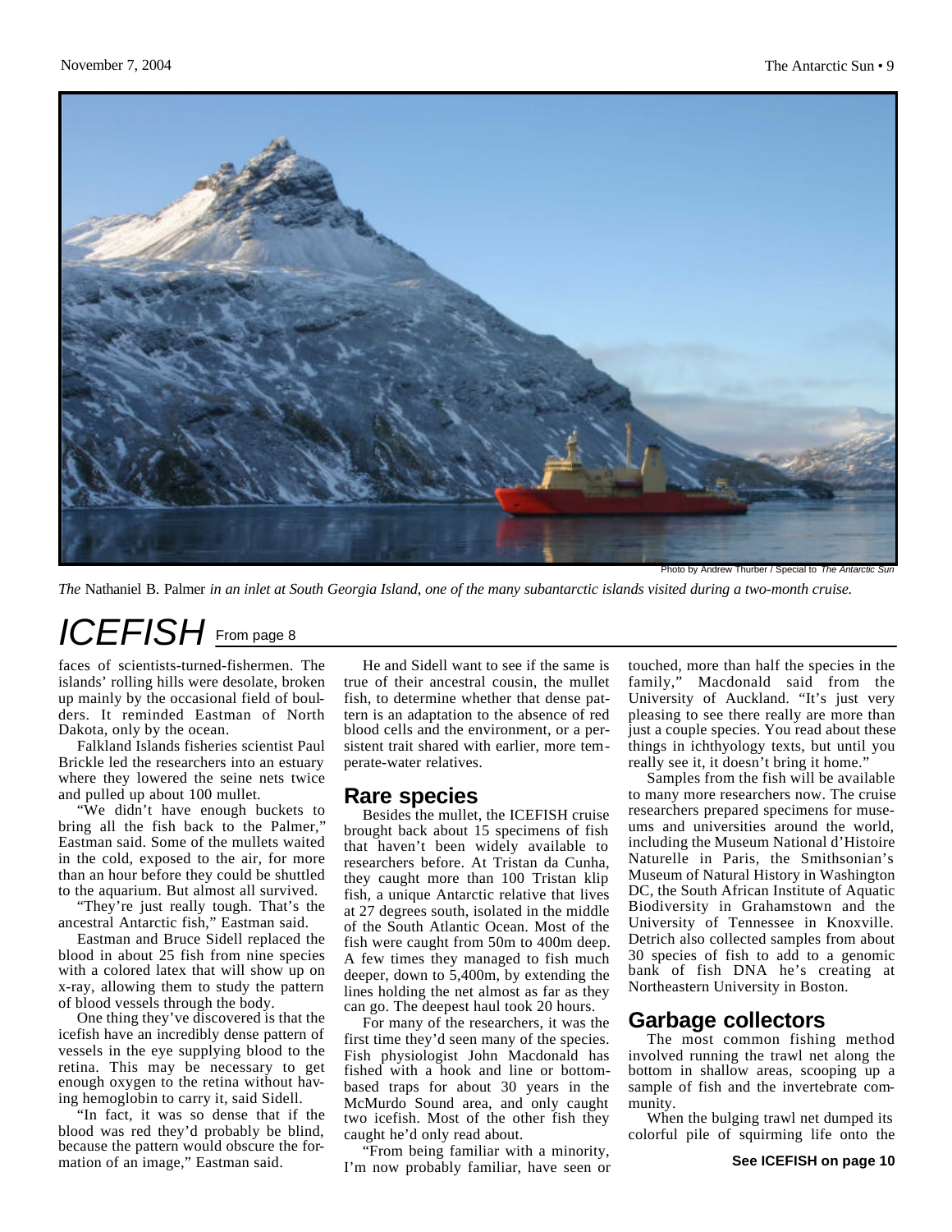Photo by Andrew Thurber / Special to *The Antarctic Sun*

*The* Nathaniel B. Palmer *in an inlet at South Georgia Island, one of the many subantarctic islands visited during a two-month cruise.*

# ICEFISH From page 8

faces of scientists-turned-fishermen. The islands' rolling hills were desolate, broken up mainly by the occasional field of boulders. It reminded Eastman of North Dakota, only by the ocean.

Falkland Islands fisheries scientist Paul Brickle led the researchers into an estuary where they lowered the seine nets twice and pulled up about 100 mullet.

"We didn't have enough buckets to bring all the fish back to the Palmer," Eastman said. Some of the mullets waited in the cold, exposed to the air, for more than an hour before they could be shuttled to the aquarium. But almost all survived.

"They're just really tough. That's the ancestral Antarctic fish," Eastman said.

Eastman and Bruce Sidell replaced the blood in about 25 fish from nine species with a colored latex that will show up on x-ray, allowing them to study the pattern of blood vessels through the body.

One thing they've discovered is that the icefish have an incredibly dense pattern of vessels in the eye supplying blood to the retina. This may be necessary to get enough oxygen to the retina without having hemoglobin to carry it, said Sidell.

"In fact, it was so dense that if the blood was red they'd probably be blind, because the pattern would obscure the formation of an image," Eastman said.

He and Sidell want to see if the same is true of their ancestral cousin, the mullet fish, to determine whether that dense pattern is an adaptation to the absence of red blood cells and the environment, or a persistent trait shared with earlier, more temperate-water relatives.

## Rare species

Besides the mullet, the ICEFISH cruise brought back about 15 specimens of fish that haven't been widely available to researchers before. At Tristan da Cunha, they caught more than 100 Tristan klip fish, a unique Antarctic relative that lives at 27 degrees south, isolated in the middle of the South Atlantic Ocean. Most of the fish were caught from 50m to 400m deep. A few times they managed to fish much deeper, down to 5,400m, by extending the lines holding the net almost as far as they can go. The deepest haul took 20 hours.

For many of the researchers, it was the first time they'd seen many of the species. Fish physiologist John Macdonald has fished with a hook and line or bottom-based traps for about 30 years in the McMurdo Sound area, and only caught two icefish. Most of the other fish they caught he'd only read about.

"From being familiar with a minority, I'm now probably familiar, have seen or touched, more than half the species in the family," Macdonald said from the University of Auckland. "It's just very pleasing to see there really are more than just a couple species. You read about these things in ichthyology texts, but until you really see it, it doesn't bring it home."

Samples from the fish will be available to many more researchers now. The cruise researchers prepared specimens for museums and universities around the world, including the Museum National d'Histoire Naturelle in Paris, the Smithsonian's Museum of Natural History in Washington DC, the South African Institute of Aquatic Biodiversity in Grahamstown and the University of Tennessee in Knoxville. Detrich also collected samples from about 30 species of fish to add to a genomic bank of fish DNA he's creating at Northeastern University in Boston.

## Garbage collectors

The most common fishing method involved running the trawl net along the bottom in shallow areas, scooping up a sample of fish and the invertebrate community.

When the bulging trawl net dumped its colorful pile of squirming life onto the

**See ICEFISH on page 10**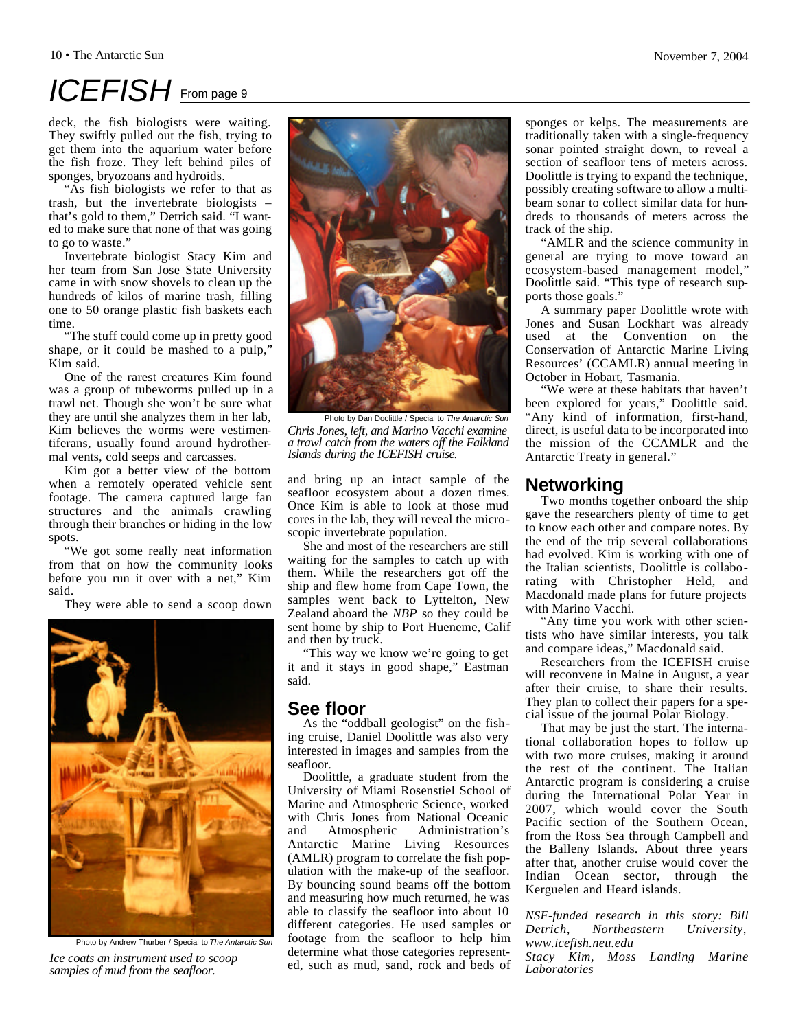# ICEFISH From page 9

deck, the fish biologists were waiting. They swiftly pulled out the fish, trying to get them into the aquarium water before the fish froze. They left behind piles of sponges, bryozoans and hydroids.

"As fish biologists we refer to that as trash, but the invertebrate biologists – that's gold to them," Detrich said. "I wanted to make sure that none of that was going to go to waste."

Invertebrate biologist Stacy Kim and her team from San Jose State University came in with snow shovels to clean up the hundreds of kilos of marine trash, filling one to 50 orange plastic fish baskets each time.

"The stuff could come up in pretty good shape, or it could be mashed to a pulp," Kim said.

One of the rarest creatures Kim found was a group of tubeworms pulled up in a trawl net. Though she won't be sure what they are until she analyzes them in her lab, Kim believes the worms were vestimentiferans, usually found around hydrothermal vents, cold seeps and carcasses.

Kim got a better view of the bottom when a remotely operated vehicle sent footage. The camera captured large fan structures and the animals crawling through their branches or hiding in the low spots.

"We got some really neat information from that on how the community looks before you run it over with a net," Kim said.

They were able to send a scoop down and bring up an intact sample of the seafloor ecosystem about a dozen times. Once Kim is able to look at those mud cores in the lab, they will reveal the microscopic invertebrate population.

Photo by Andrew Thurber / Special to *The Antarctic Sun*

*Ice coats an instrument used to scoop samples of mud from the seafloor.*

Photo by Dan Doolittle / Special to *The Antarctic Sun*

*Chris Jones, left, and Marino Vacchi examine a trawl catch from the waters off the Falkland Islands during the ICEFISH cruise.*

She and most of the researchers are still waiting for the samples to catch up with them. While the researchers got off the ship and flew home from Cape Town, the samples went back to Lyttelton, New Zealand aboard the *NBP* so they could be sent home by ship to Port Hueneme, Calif and then by truck.

"This way we know we're going to get it and it stays in good shape," Eastman said.

## See floor

As the "oddball geologist" on the fishing cruise, Daniel Doolittle was also very interested in images and samples from the seafloor.

Doolittle, a graduate student from the University of Miami Rosenstiel School of Marine and Atmospheric Science, worked with Chris Jones from National Oceanic and Atmospheric Administration's Antarctic Marine Living Resources (AMLR) program to correlate the fish population with the make-up of the seafloor. By bouncing sound beams off the bottom and measuring how much returned, he was able to classify the seafloor into about 10 different categories. He used samples or footage from the seafloor to help him determine what those categories represented, such as mud, sand, rock and beds of sponges or kelps. The measurements are traditionally taken with a single-frequency sonar pointed straight down, to reveal a section of seafloor tens of meters across. Doolittle is trying to expand the technique, possibly creating software to allow a multibeam sonar to collect similar data for hundreds to thousands of meters across the track of the ship.

"AMLR and the science community in general are trying to move toward an ecosystem-based management model," Doolittle said. "This type of research supports those goals."

A summary paper Doolittle wrote with Jones and Susan Lockhart was already used at the Convention on the Conservation of Antarctic Marine Living Resources' (CCAMLR) annual meeting in October in Hobart, Tasmania.

"We were at these habitats that haven't been explored for years," Doolittle said. "Any kind of information, first-hand, direct, is useful data to be incorporated into the mission of the CCAMLR and the Antarctic Treaty in general."

## Networking

Two months together onboard the ship gave the researchers plenty of time to get to know each other and compare notes. By the end of the trip several collaborations had evolved. Kim is working with one of the Italian scientists, Doolittle is collaborating with Christopher Held, and Macdonald made plans for future projects with Marino Vacchi.

"Any time you work with other scientists who have similar interests, you talk and compare ideas," Macdonald said.

Researchers from the ICEFISH cruise will reconvene in Maine in August, a year after their cruise, to share their results. They plan to collect their papers for a special issue of the journal Polar Biology.

That may be just the start. The international collaboration hopes to follow up with two more cruises, making it around the rest of the continent. The Italian Antarctic program is considering a cruise during the International Polar Year in 2007, which would cover the South Pacific section of the Southern Ocean, from the Ross Sea through Campbell and the Balleny Islands. About three years after that, another cruise would cover the Indian Ocean sector, through the Kerguelen and Heard islands.

*NSF-funded research in this story: Bill Detrich, Northeastern University, www.icefish.neu.edu*
*Stacy Kim, Moss Landing Marine Laboratories*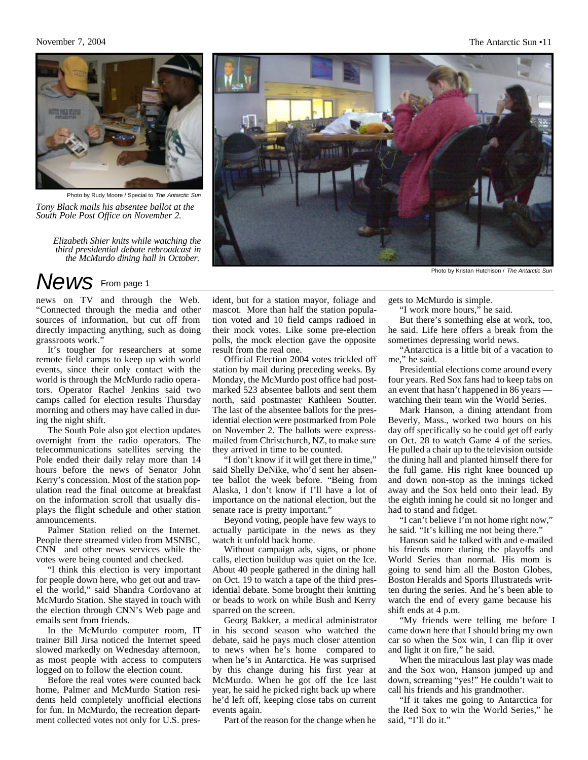Photo by Rudy Moore / Special to *The Antarctic Sun*

*Tony Black mails his absentee ballot at the South Pole Post Office on November 2.*

*Elizabeth Shier knits while watching the third presidential debate rebroadcast in the McMurdo dining hall in October.*

Photo by Kristan Hutchison / *The Antarctic Sun*

## News From page 1

news on TV and through the Web. "Connected through the media and other sources of information, but cut off from directly impacting anything, such as doing grassroots work."

It's tougher for researchers at some remote field camps to keep up with world events, since their only contact with the world is through the McMurdo radio operators. Operator Rachel Jenkins said two camps called for election results Thursday morning and others may have called in during the night shift.

The South Pole also got election updates overnight from the radio operators. The telecommunications satellites serving the Pole ended their daily relay more than 14 hours before the news of Senator John Kerry's concession. Most of the station population read the final outcome at breakfast on the information scroll that usually displays the flight schedule and other station announcements.

Palmer Station relied on the Internet. People there streamed video from MSNBC, CNN and other news services while the votes were being counted and checked.

"I think this election is very important for people down here, who get out and travel the world," said Shandra Cordovano at McMurdo Station. She stayed in touch with the election through CNN's Web page and emails sent from friends.

In the McMurdo computer room, IT trainer Bill Jirsa noticed the Internet speed slowed markedly on Wednesday afternoon, as most people with access to computers logged on to follow the election count.

Before the real votes were counted back home, Palmer and McMurdo Station residents held completely unofficial elections for fun. In McMurdo, the recreation department collected votes not only for U.S. president, but for a station mayor, foliage and mascot. More than half the station population voted and 10 field camps radioed in their mock votes. Like some pre-election polls, the mock election gave the opposite result from the real one.

Official Election 2004 votes trickled off station by mail during preceding weeks. By Monday, the McMurdo post office had postmarked 523 absentee ballots and sent them north, said postmaster Kathleen Soutter. The last of the absentee ballots for the presidential election were postmarked from Pole on November 2. The ballots were express-mailed from Christchurch, NZ, to make sure they arrived in time to be counted.

"I don't know if it will get there in time," said Shelly DeNike, who'd sent her absentee ballot the week before. "Being from Alaska, I don't know if I'll have a lot of importance on the national election, but the senate race is pretty important."

Beyond voting, people have few ways to actually participate in the news as they watch it unfold back home.

Without campaign ads, signs, or phone calls, election buildup was quiet on the Ice. About 40 people gathered in the dining hall on Oct. 19 to watch a tape of the third presidential debate. Some brought their knitting or beads to work on while Bush and Kerry sparred on the screen.

Georg Bakker, a medical administrator in his second season who watched the debate, said he pays much closer attention to news when he's home compared to when he's in Antarctica. He was surprised by this change during his first year at McMurdo. When he got off the Ice last year, he said he picked right back up where he'd left off, keeping close tabs on current events again.

Part of the reason for the change when he gets to McMurdo is simple.

"I work more hours," he said.

But there's something else at work, too, he said. Life here offers a break from the sometimes depressing world news.

"Antarctica is a little bit of a vacation to me," he said.

Presidential elections come around every four years. Red Sox fans had to keep tabs on an event that hasn't happened in 86 years — watching their team win the World Series.

Mark Hanson, a dining attendant from Beverly, Mass., worked two hours on his day off specifically so he could get off early on Oct. 28 to watch Game 4 of the series. He pulled a chair up to the television outside the dining hall and planted himself there for the full game. His right knee bounced up and down non-stop as the innings ticked away and the Sox held onto their lead. By the eighth inning he could sit no longer and had to stand and fidget.

"I can't believe I'm not home right now," he said. "It's killing me not being there."

Hanson said he talked with and e-mailed his friends more during the playoffs and World Series than normal. His mom is going to send him all the Boston Globes, Boston Heralds and Sports Illustrateds written during the series. And he's been able to watch the end of every game because his shift ends at 4 p.m.

"My friends were telling me before I came down here that I should bring my own car so when the Sox win, I can flip it over and light it on fire," he said.

When the miraculous last play was made and the Sox won, Hanson jumped up and down, screaming "yes!" He couldn't wait to call his friends and his grandmother.

"If it takes me going to Antarctica for the Red Sox to win the World Series," he said, "I'll do it."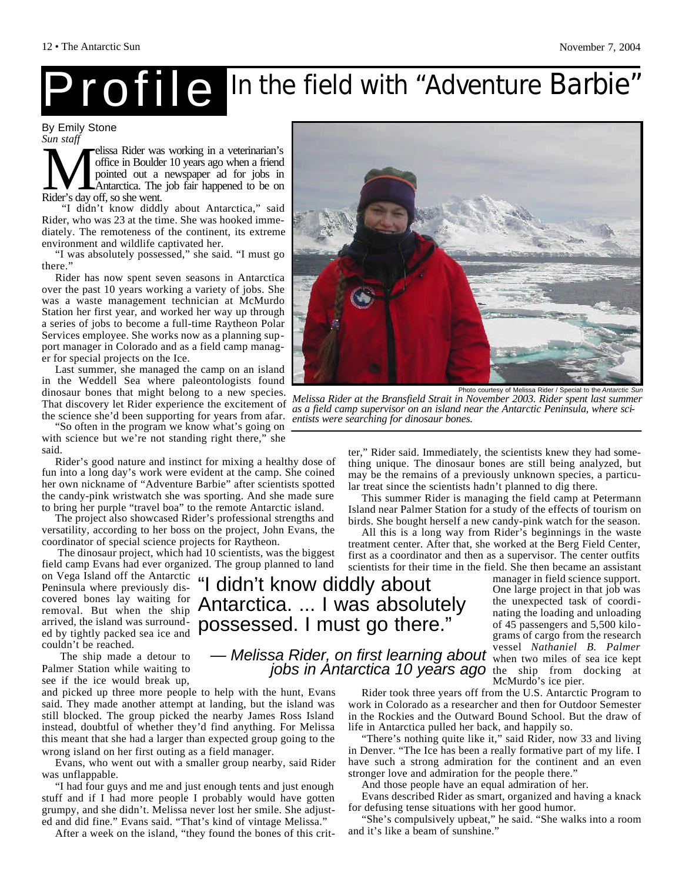# Profile In the field with "Adventure Barbie"

By Emily Stone
*Sun staff*

Melissa Rider was working in a veterinarian's office in Boulder 10 years ago when a friend pointed out a newspaper ad for jobs in Antarctica. The job fair happened to be on Rider's day off, so she went.

"I didn't know diddly about Antarctica," said Rider, who was 23 at the time. She was hooked immediately. The remoteness of the continent, its extreme environment and wildlife captivated her.

"I was absolutely possessed," she said. "I must go there."

Rider has now spent seven seasons in Antarctica over the past 10 years working a variety of jobs. She was a waste management technician at McMurdo Station her first year, and worked her way up through a series of jobs to become a full-time Raytheon Polar Services employee. She works now as a planning support manager in Colorado and as a field camp manager for special projects on the Ice.

Last summer, she managed the camp on an island in the Weddell Sea where paleontologists found dinosaur bones that might belong to a new species. That discovery let Rider experience the excitement of the science she'd been supporting for years from afar.

"So often in the program we know what's going on with science but we're not standing right there," she said.

Photo courtesy of Melissa Rider / Special to the *Antarctic Sun*

*Melissa Rider at the Bransfield Strait in November 2003. Rider spent last summer as a field camp supervisor on an island near the Antarctic Peninsula, where scientists were searching for dinosaur bones.*

Rider's good nature and instinct for mixing a healthy dose of fun into a long day's work were evident at the camp. She coined her own nickname of "Adventure Barbie" after scientists spotted the candy-pink wristwatch she was sporting. And she made sure to bring her purple "travel boa" to the remote Antarctic island.

The project also showcased Rider's professional strengths and versatility, according to her boss on the project, John Evans, the coordinator of special science projects for Raytheon.

The dinosaur project, which had 10 scientists, was the biggest field camp Evans had ever organized. The group planned to land on Vega Island off the Antarctic Peninsula where previously discovered bones lay waiting for removal. But when the ship arrived, the island was surrounded by tightly packed sea ice and couldn't be reached.

> "I didn't know diddly about Antarctica. ... I was absolutely possessed. I must go there."
>
> *— Melissa Rider, on first learning about jobs in Antarctica 10 years ago*

The ship made a detour to Palmer Station while waiting to see if the ice would break up, and picked up three more people to help with the hunt, Evans said. They made another attempt at landing, but the island was still blocked. The group picked the nearby James Ross Island instead, doubtful of whether they'd find anything. For Melissa this meant that she had a larger than expected group going to the wrong island on her first outing as a field manager.

Evans, who went out with a smaller group nearby, said Rider was unflappable.

"I had four guys and me and just enough tents and just enough stuff and if I had more people I probably would have gotten grumpy, and she didn't. Melissa never lost her smile. She adjusted and did fine." Evans said. "That's kind of vintage Melissa."

After a week on the island, "they found the bones of this critter," Rider said. Immediately, the scientists knew they had something unique. The dinosaur bones are still being analyzed, but may be the remains of a previously unknown species, a particular treat since the scientists hadn't planned to dig there.

This summer Rider is managing the field camp at Petermann Island near Palmer Station for a study of the effects of tourism on birds. She bought herself a new candy-pink watch for the season.

All this is a long way from Rider's beginnings in the waste treatment center. After that, she worked at the Berg Field Center, first as a coordinator and then as a supervisor. The center outfits scientists for their time in the field. She then became an assistant manager in field science support. One large project in that job was the unexpected task of coordinating the loading and unloading of 45 passengers and 5,500 kilograms of cargo from the research vessel *Nathaniel B. Palmer* when two miles of sea ice kept the ship from docking at McMurdo's ice pier.

Rider took three years off from the U.S. Antarctic Program to work in Colorado as a researcher and then for Outdoor Semester in the Rockies and the Outward Bound School. But the draw of life in Antarctica pulled her back, and happily so.

"There's nothing quite like it," said Rider, now 33 and living in Denver. "The Ice has been a really formative part of my life. I have such a strong admiration for the continent and an even stronger love and admiration for the people there."

And those people have an equal admiration of her.

Evans described Rider as smart, organized and having a knack for defusing tense situations with her good humor.

"She's compulsively upbeat," he said. "She walks into a room and it's like a beam of sunshine."